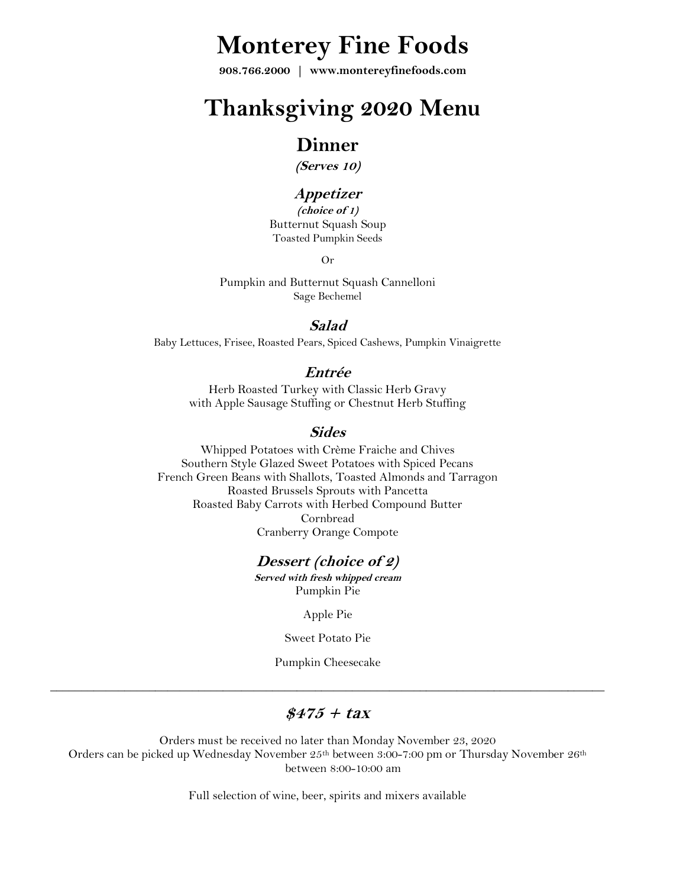# Monterey Fine Foods

**908.766.2000 | www.montereyfinefoods.com**

# Thanksgiving 2020 Menu

## Dinner

***(Serves 10)***

### *Appetizer*

***(choice of 1)***

Butternut Squash Soup
Toasted Pumpkin Seeds

Or

Pumpkin and Butternut Squash Cannelloni
Sage Bechemel

### *Salad*

Baby Lettuces, Frisee, Roasted Pears, Spiced Cashews, Pumpkin Vinaigrette

### *Entrée*

Herb Roasted Turkey with Classic Herb Gravy
with Apple Sausage Stuffing or Chestnut Herb Stuffing

### *Sides*

Whipped Potatoes with Crème Fraiche and Chives
Southern Style Glazed Sweet Potatoes with Spiced Pecans
French Green Beans with Shallots, Toasted Almonds and Tarragon
Roasted Brussels Sprouts with Pancetta
Roasted Baby Carrots with Herbed Compound Butter
Cornbread
Cranberry Orange Compote

### *Dessert (choice of 2)*

***Served with fresh whipped cream***

Pumpkin Pie

Apple Pie

Sweet Potato Pie

Pumpkin Cheesecake

---

## *$475 + tax*

Orders must be received no later than Monday November 23, 2020
Orders can be picked up Wednesday November 25th between 3:00-7:00 pm or Thursday November 26th between 8:00-10:00 am

Full selection of wine, beer, spirits and mixers available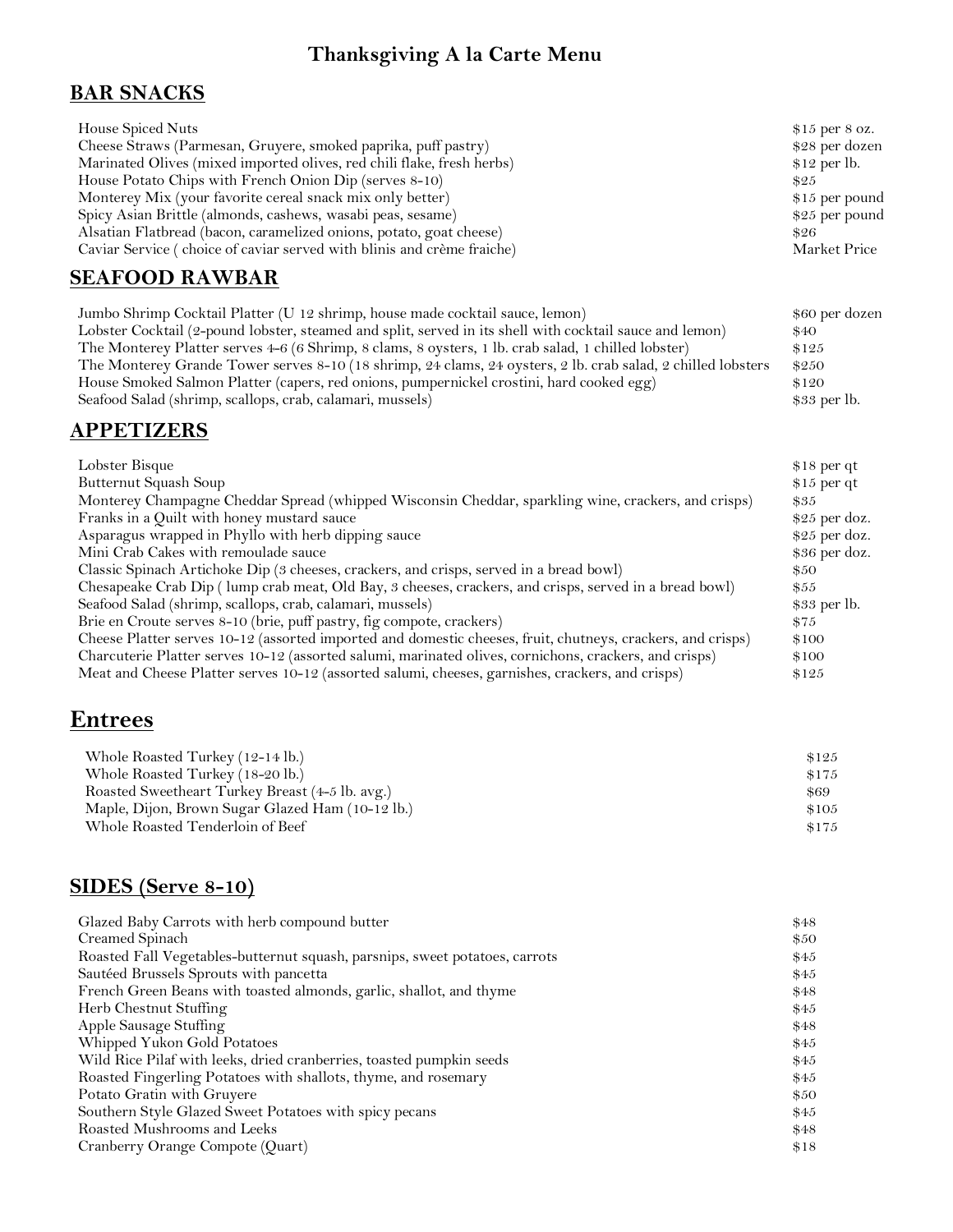# Thanksgiving A la Carte Menu

## BAR SNACKS

| | |
|---|---|
| House Spiced Nuts | $15 per 8 oz. |
| Cheese Straws (Parmesan, Gruyere, smoked paprika, puff pastry) | $28 per dozen |
| Marinated Olives (mixed imported olives, red chili flake, fresh herbs) | $12 per lb. |
| House Potato Chips with French Onion Dip (serves 8-10) | $25 |
| Monterey Mix (your favorite cereal snack mix only better) | $15 per pound |
| Spicy Asian Brittle (almonds, cashews, wasabi peas, sesame) | $25 per pound |
| Alsatian Flatbread (bacon, caramelized onions, potato, goat cheese) | $26 |
| Caviar Service ( choice of caviar served with blinis and crème fraiche) | Market Price |

## SEAFOOD RAWBAR

| | |
|---|---|
| Jumbo Shrimp Cocktail Platter (U 12 shrimp, house made cocktail sauce, lemon) | $60 per dozen |
| Lobster Cocktail (2-pound lobster, steamed and split, served in its shell with cocktail sauce and lemon) | $40 |
| The Monterey Platter serves 4-6 (6 Shrimp, 8 clams, 8 oysters, 1 lb. crab salad, 1 chilled lobster) | $125 |
| The Monterey Grande Tower serves 8-10 (18 shrimp, 24 clams, 24 oysters, 2 lb. crab salad, 2 chilled lobsters | $250 |
| House Smoked Salmon Platter (capers, red onions, pumpernickel crostini, hard cooked egg) | $120 |
| Seafood Salad (shrimp, scallops, crab, calamari, mussels) | $33 per lb. |

## APPETIZERS

| | |
|---|---|
| Lobster Bisque | $18 per qt |
| Butternut Squash Soup | $15 per qt |
| Monterey Champagne Cheddar Spread (whipped Wisconsin Cheddar, sparkling wine, crackers, and crisps) | $35 |
| Franks in a Quilt with honey mustard sauce | $25 per doz. |
| Asparagus wrapped in Phyllo with herb dipping sauce | $25 per doz. |
| Mini Crab Cakes with remoulade sauce | $36 per doz. |
| Classic Spinach Artichoke Dip (3 cheeses, crackers, and crisps, served in a bread bowl) | $50 |
| Chesapeake Crab Dip ( lump crab meat, Old Bay, 3 cheeses, crackers, and crisps, served in a bread bowl) | $55 |
| Seafood Salad (shrimp, scallops, crab, calamari, mussels) | $33 per lb. |
| Brie en Croute serves 8-10 (brie, puff pastry, fig compote, crackers) | $75 |
| Cheese Platter serves 10-12 (assorted imported and domestic cheeses, fruit, chutneys, crackers, and crisps) | $100 |
| Charcuterie Platter serves 10-12 (assorted salumi, marinated olives, cornichons, crackers, and crisps) | $100 |
| Meat and Cheese Platter serves 10-12 (assorted salumi, cheeses, garnishes, crackers, and crisps) | $125 |

## Entrees

| | |
|---|---|
| Whole Roasted Turkey (12-14 lb.) | $125 |
| Whole Roasted Turkey (18-20 lb.) | $175 |
| Roasted Sweetheart Turkey Breast (4-5 lb. avg.) | $69 |
| Maple, Dijon, Brown Sugar Glazed Ham (10-12 lb.) | $105 |
| Whole Roasted Tenderloin of Beef | $175 |

## SIDES (Serve 8-10)

| | |
|---|---|
| Glazed Baby Carrots with herb compound butter | $48 |
| Creamed Spinach | $50 |
| Roasted Fall Vegetables-butternut squash, parsnips, sweet potatoes, carrots | $45 |
| Sautéed Brussels Sprouts with pancetta | $45 |
| French Green Beans with toasted almonds, garlic, shallot, and thyme | $48 |
| Herb Chestnut Stuffing | $45 |
| Apple Sausage Stuffing | $48 |
| Whipped Yukon Gold Potatoes | $45 |
| Wild Rice Pilaf with leeks, dried cranberries, toasted pumpkin seeds | $45 |
| Roasted Fingerling Potatoes with shallots, thyme, and rosemary | $45 |
| Potato Gratin with Gruyere | $50 |
| Southern Style Glazed Sweet Potatoes with spicy pecans | $45 |
| Roasted Mushrooms and Leeks | $48 |
| Cranberry Orange Compote (Quart) | $18 |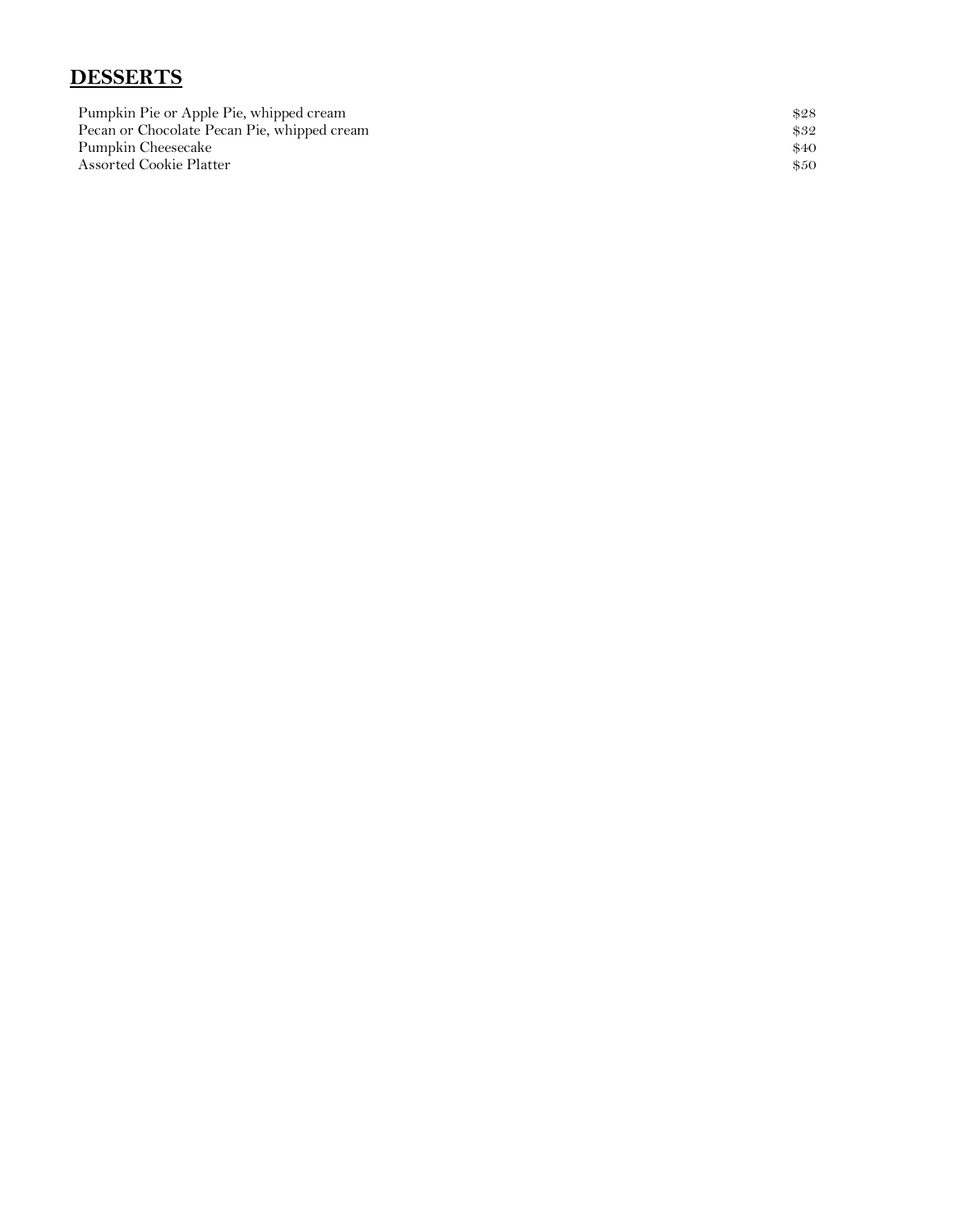## **DESSERTS**

| | |
|---|---|
| Pumpkin Pie or Apple Pie, whipped cream | $28 |
| Pecan or Chocolate Pecan Pie, whipped cream | $32 |
| Pumpkin Cheesecake | $40 |
| Assorted Cookie Platter | $50 |